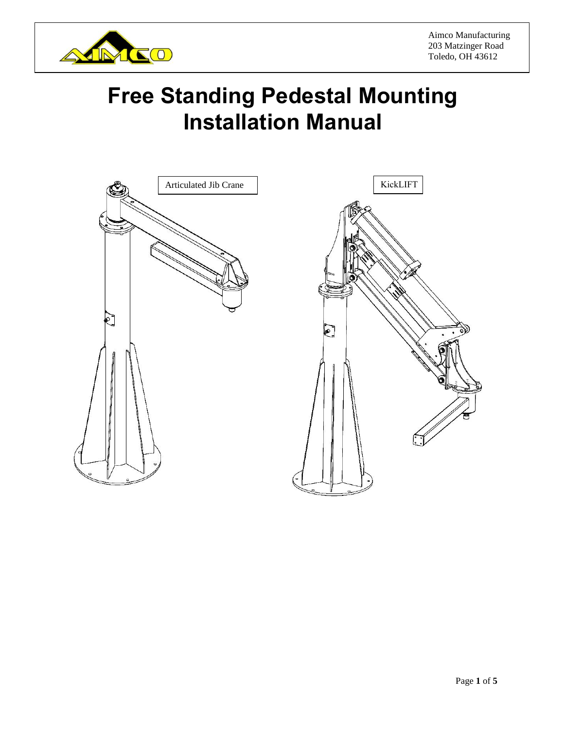Aimco Manufacturing
203 Matzinger Road
Toledo, OH 43612

# Free Standing Pedestal Mounting Installation Manual

Articulated Jib Crane

KickLIFT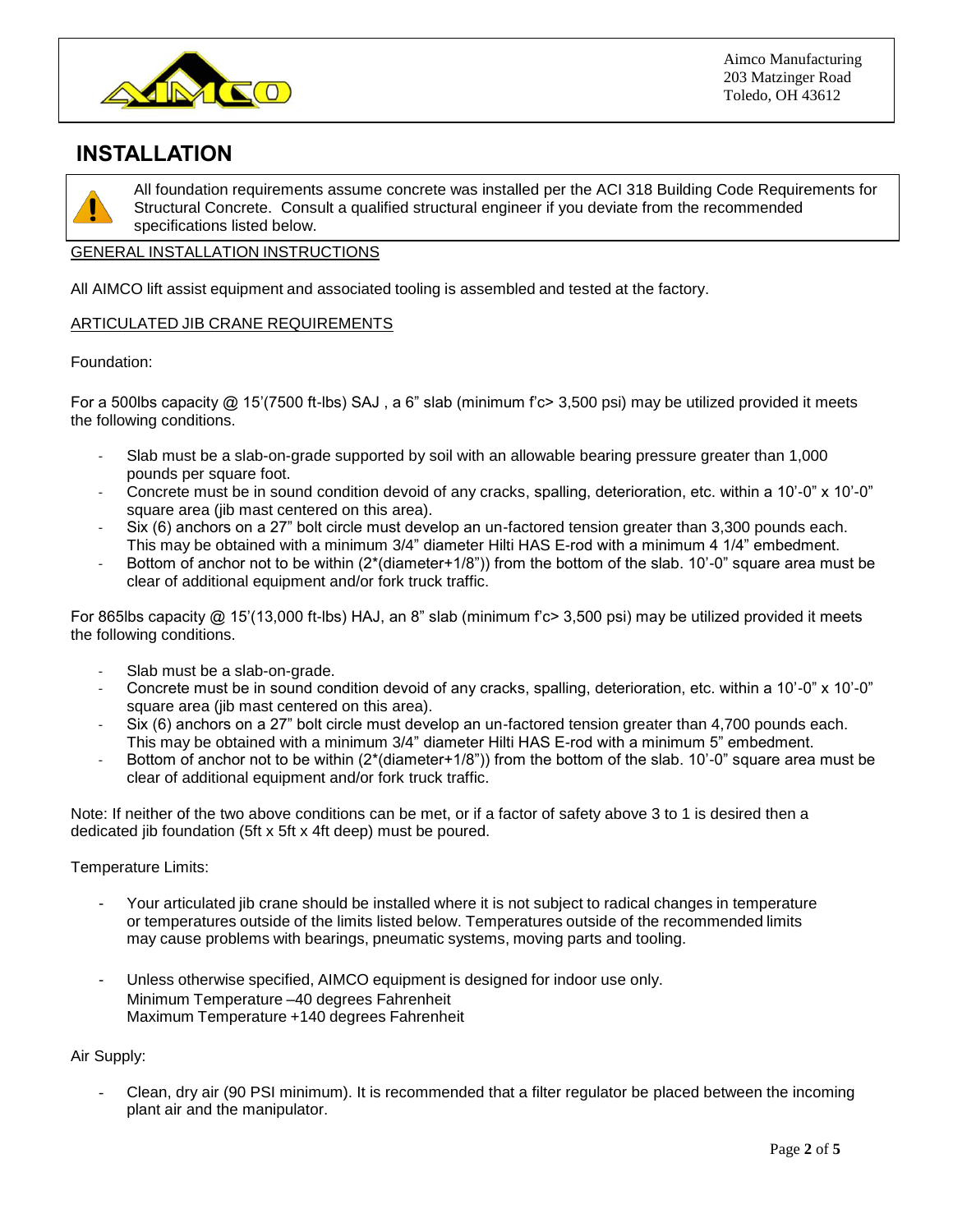Aimco Manufacturing
203 Matzinger Road
Toledo, OH 43612

# INSTALLATION

All foundation requirements assume concrete was installed per the ACI 318 Building Code Requirements for Structural Concrete. Consult a qualified structural engineer if you deviate from the recommended specifications listed below.

GENERAL INSTALLATION INSTRUCTIONS

All AIMCO lift assist equipment and associated tooling is assembled and tested at the factory.

ARTICULATED JIB CRANE REQUIREMENTS

Foundation:

For a 500lbs capacity @ 15'(7500 ft-lbs) SAJ , a 6" slab (minimum f'c> 3,500 psi) may be utilized provided it meets the following conditions.

- Slab must be a slab-on-grade supported by soil with an allowable bearing pressure greater than 1,000 pounds per square foot.
- Concrete must be in sound condition devoid of any cracks, spalling, deterioration, etc. within a 10'-0" x 10'-0" square area (jib mast centered on this area).
- Six (6) anchors on a 27" bolt circle must develop an un-factored tension greater than 3,300 pounds each. This may be obtained with a minimum 3/4" diameter Hilti HAS E-rod with a minimum 4 1/4" embedment.
- Bottom of anchor not to be within (2*(diameter+1/8")) from the bottom of the slab. 10'-0" square area must be clear of additional equipment and/or fork truck traffic.

For 865lbs capacity @ 15'(13,000 ft-lbs) HAJ, an 8" slab (minimum f'c> 3,500 psi) may be utilized provided it meets the following conditions.

- Slab must be a slab-on-grade.
- Concrete must be in sound condition devoid of any cracks, spalling, deterioration, etc. within a 10'-0" x 10'-0" square area (jib mast centered on this area).
- Six (6) anchors on a 27" bolt circle must develop an un-factored tension greater than 4,700 pounds each. This may be obtained with a minimum 3/4" diameter Hilti HAS E-rod with a minimum 5" embedment.
- Bottom of anchor not to be within (2*(diameter+1/8")) from the bottom of the slab. 10'-0" square area must be clear of additional equipment and/or fork truck traffic.

Note: If neither of the two above conditions can be met, or if a factor of safety above 3 to 1 is desired then a dedicated jib foundation (5ft x 5ft x 4ft deep) must be poured.

Temperature Limits:

- Your articulated jib crane should be installed where it is not subject to radical changes in temperature or temperatures outside of the limits listed below. Temperatures outside of the recommended limits may cause problems with bearings, pneumatic systems, moving parts and tooling.

- Unless otherwise specified, AIMCO equipment is designed for indoor use only.
  Minimum Temperature –40 degrees Fahrenheit
  Maximum Temperature +140 degrees Fahrenheit

Air Supply:

- Clean, dry air (90 PSI minimum). It is recommended that a filter regulator be placed between the incoming plant air and the manipulator.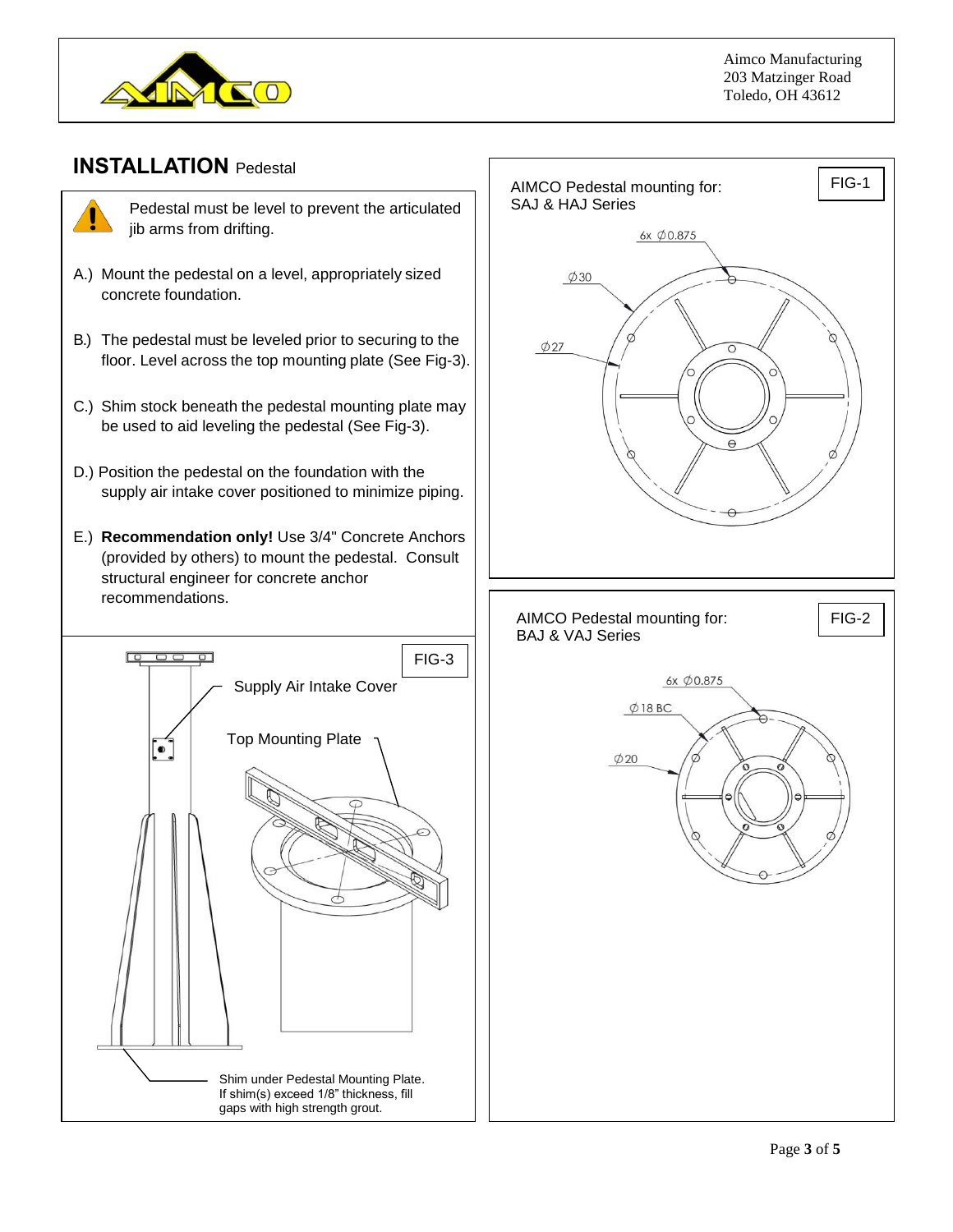Aimco Manufacturing
203 Matzinger Road
Toledo, OH 43612

## INSTALLATION Pedestal

Pedestal must be level to prevent the articulated jib arms from drifting.

A.) Mount the pedestal on a level, appropriately sized concrete foundation.

B.) The pedestal must be leveled prior to securing to the floor. Level across the top mounting plate (See Fig-3).

C.) Shim stock beneath the pedestal mounting plate may be used to aid leveling the pedestal (See Fig-3).

D.) Position the pedestal on the foundation with the supply air intake cover positioned to minimize piping.

E.) **Recommendation only!** Use 3/4" Concrete Anchors (provided by others) to mount the pedestal. Consult structural engineer for concrete anchor recommendations.

FIG-3

Supply Air Intake Cover

Top Mounting Plate

Shim under Pedestal Mounting Plate. If shim(s) exceed 1/8" thickness, fill gaps with high strength grout.

FIG-1

AIMCO Pedestal mounting for:
SAJ & HAJ Series

6x ⌀0.875

⌀30

⌀27

FIG-2

AIMCO Pedestal mounting for:
BAJ & VAJ Series

6x ⌀0.875

⌀18 BC

⌀20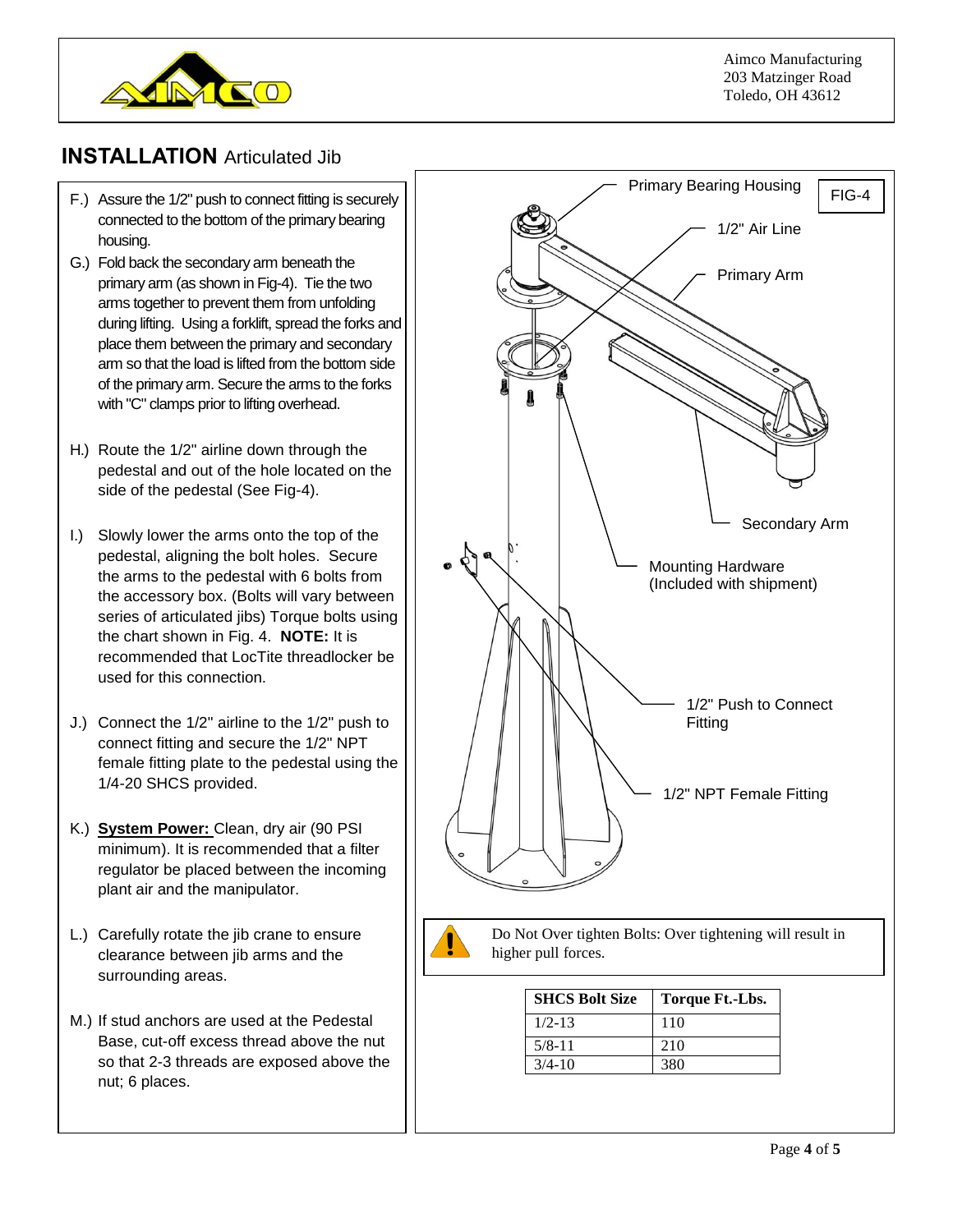Aimco Manufacturing
203 Matzinger Road
Toledo, OH 43612

## **INSTALLATION** Articulated Jib

F.) Assure the 1/2" push to connect fitting is securely connected to the bottom of the primary bearing housing.

G.) Fold back the secondary arm beneath the primary arm (as shown in Fig-4). Tie the two arms together to prevent them from unfolding during lifting. Using a forklift, spread the forks and place them between the primary and secondary arm so that the load is lifted from the bottom side of the primary arm. Secure the arms to the forks with "C" clamps prior to lifting overhead.

H.) Route the 1/2" airline down through the pedestal and out of the hole located on the side of the pedestal (See Fig-4).

I.) Slowly lower the arms onto the top of the pedestal, aligning the bolt holes. Secure the arms to the pedestal with 6 bolts from the accessory box. (Bolts will vary between series of articulated jibs) Torque bolts using the chart shown in Fig. 4. **NOTE:** It is recommended that LocTite threadlocker be used for this connection.

J.) Connect the 1/2" airline to the 1/2" push to connect fitting and secure the 1/2" NPT female fitting plate to the pedestal using the 1/4-20 SHCS provided.

K.) **System Power:** Clean, dry air (90 PSI minimum). It is recommended that a filter regulator be placed between the incoming plant air and the manipulator.

L.) Carefully rotate the jib crane to ensure clearance between jib arms and the surrounding areas.

M.) If stud anchors are used at the Pedestal Base, cut-off excess thread above the nut so that 2-3 threads are exposed above the nut; 6 places.

FIG-4

Primary Bearing Housing

1/2" Air Line

Primary Arm

Secondary Arm

Mounting Hardware (Included with shipment)

1/2" Push to Connect Fitting

1/2" NPT Female Fitting

Do Not Over tighten Bolts: Over tightening will result in higher pull forces.

| SHCS Bolt Size | Torque Ft.-Lbs. |
|---|---|
| 1/2-13 | 110 |
| 5/8-11 | 210 |
| 3/4-10 | 380 |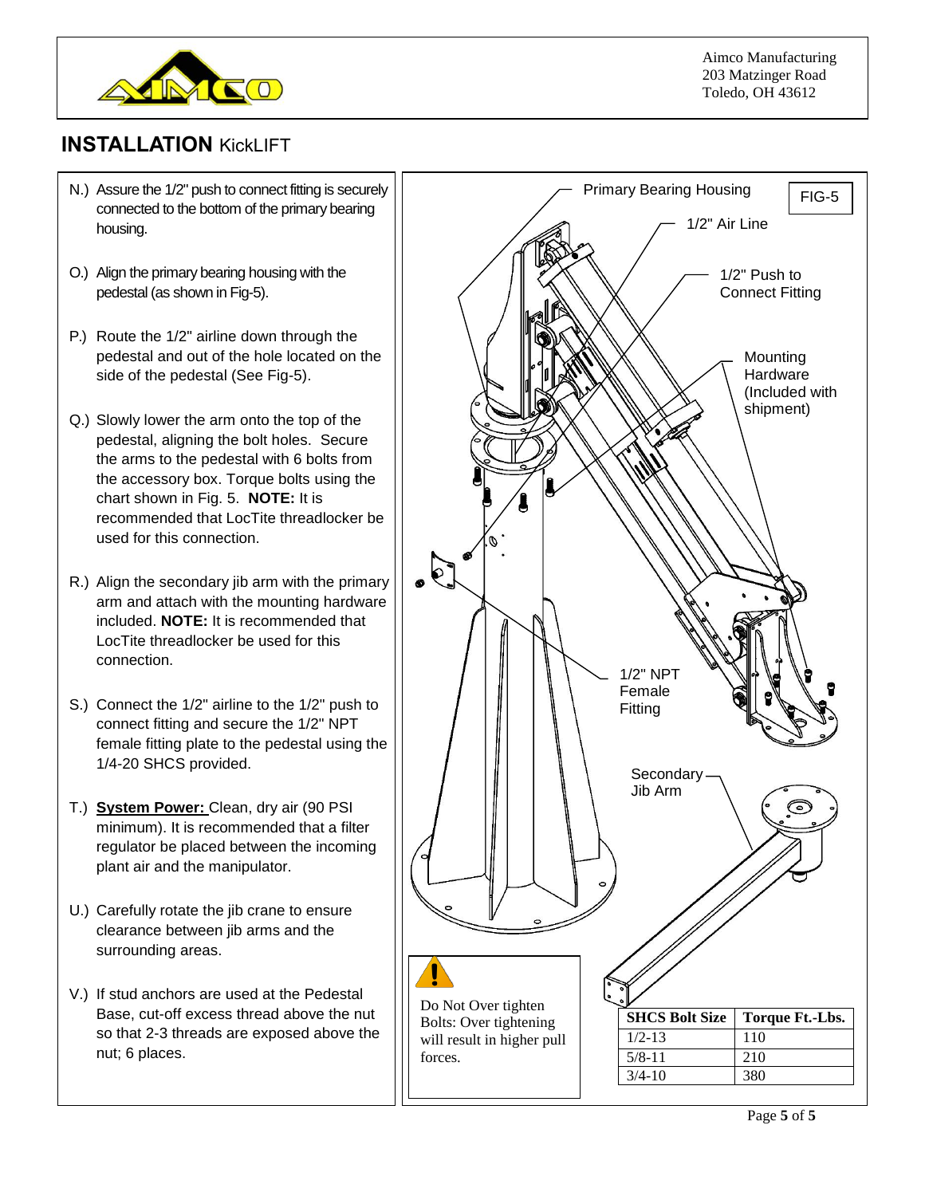Aimco Manufacturing
203 Matzinger Road
Toledo, OH 43612

# INSTALLATION KickLIFT

N.) Assure the 1/2" push to connect fitting is securely connected to the bottom of the primary bearing housing.

O.) Align the primary bearing housing with the pedestal (as shown in Fig-5).

P.) Route the 1/2" airline down through the pedestal and out of the hole located on the side of the pedestal (See Fig-5).

Q.) Slowly lower the arm onto the top of the pedestal, aligning the bolt holes. Secure the arms to the pedestal with 6 bolts from the accessory box. Torque bolts using the chart shown in Fig. 5. **NOTE:** It is recommended that LocTite threadlocker be used for this connection.

R.) Align the secondary jib arm with the primary arm and attach with the mounting hardware included. **NOTE:** It is recommended that LocTite threadlocker be used for this connection.

S.) Connect the 1/2" airline to the 1/2" push to connect fitting and secure the 1/2" NPT female fitting plate to the pedestal using the 1/4-20 SHCS provided.

T.) **System Power:** Clean, dry air (90 PSI minimum). It is recommended that a filter regulator be placed between the incoming plant air and the manipulator.

U.) Carefully rotate the jib crane to ensure clearance between jib arms and the surrounding areas.

V.) If stud anchors are used at the Pedestal Base, cut-off excess thread above the nut so that 2-3 threads are exposed above the nut; 6 places.

FIG-5

Primary Bearing Housing
1/2" Air Line
1/2" Push to Connect Fitting
Mounting Hardware (Included with shipment)
1/2" NPT Female Fitting
Secondary Jib Arm

Do Not Over tighten Bolts: Over tightening will result in higher pull forces.

| SHCS Bolt Size | Torque Ft.-Lbs. |
|---|---|
| 1/2-13 | 110 |
| 5/8-11 | 210 |
| 3/4-10 | 380 |